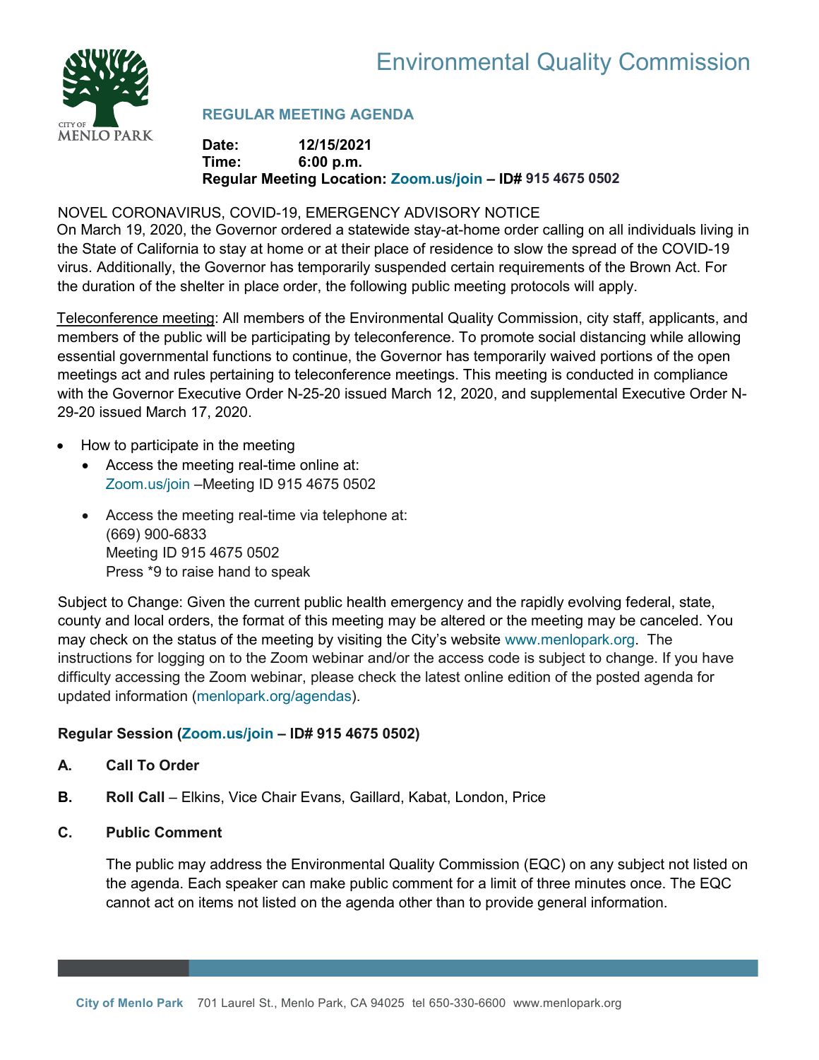# Environmental Quality Commission

## REGULAR MEETING AGENDA

**Date:** 12/15/2021
**Time:** 6:00 p.m.
**Regular Meeting Location: Zoom.us/join – ID# 915 4675 0502**

NOVEL CORONAVIRUS, COVID-19, EMERGENCY ADVISORY NOTICE
On March 19, 2020, the Governor ordered a statewide stay-at-home order calling on all individuals living in the State of California to stay at home or at their place of residence to slow the spread of the COVID-19 virus. Additionally, the Governor has temporarily suspended certain requirements of the Brown Act. For the duration of the shelter in place order, the following public meeting protocols will apply.

Teleconference meeting: All members of the Environmental Quality Commission, city staff, applicants, and members of the public will be participating by teleconference. To promote social distancing while allowing essential governmental functions to continue, the Governor has temporarily waived portions of the open meetings act and rules pertaining to teleconference meetings. This meeting is conducted in compliance with the Governor Executive Order N-25-20 issued March 12, 2020, and supplemental Executive Order N-29-20 issued March 17, 2020.

- How to participate in the meeting
  - Access the meeting real-time online at:
    Zoom.us/join –Meeting ID 915 4675 0502
  - Access the meeting real-time via telephone at:
    (669) 900-6833
    Meeting ID 915 4675 0502
    Press *9 to raise hand to speak

Subject to Change: Given the current public health emergency and the rapidly evolving federal, state, county and local orders, the format of this meeting may be altered or the meeting may be canceled. You may check on the status of the meeting by visiting the City's website www.menlopark.org. The instructions for logging on to the Zoom webinar and/or the access code is subject to change. If you have difficulty accessing the Zoom webinar, please check the latest online edition of the posted agenda for updated information (menlopark.org/agendas).

**Regular Session (Zoom.us/join – ID# 915 4675 0502)**

**A. Call To Order**

**B. Roll Call** – Elkins, Vice Chair Evans, Gaillard, Kabat, London, Price

**C. Public Comment**

The public may address the Environmental Quality Commission (EQC) on any subject not listed on the agenda. Each speaker can make public comment for a limit of three minutes once. The EQC cannot act on items not listed on the agenda other than to provide general information.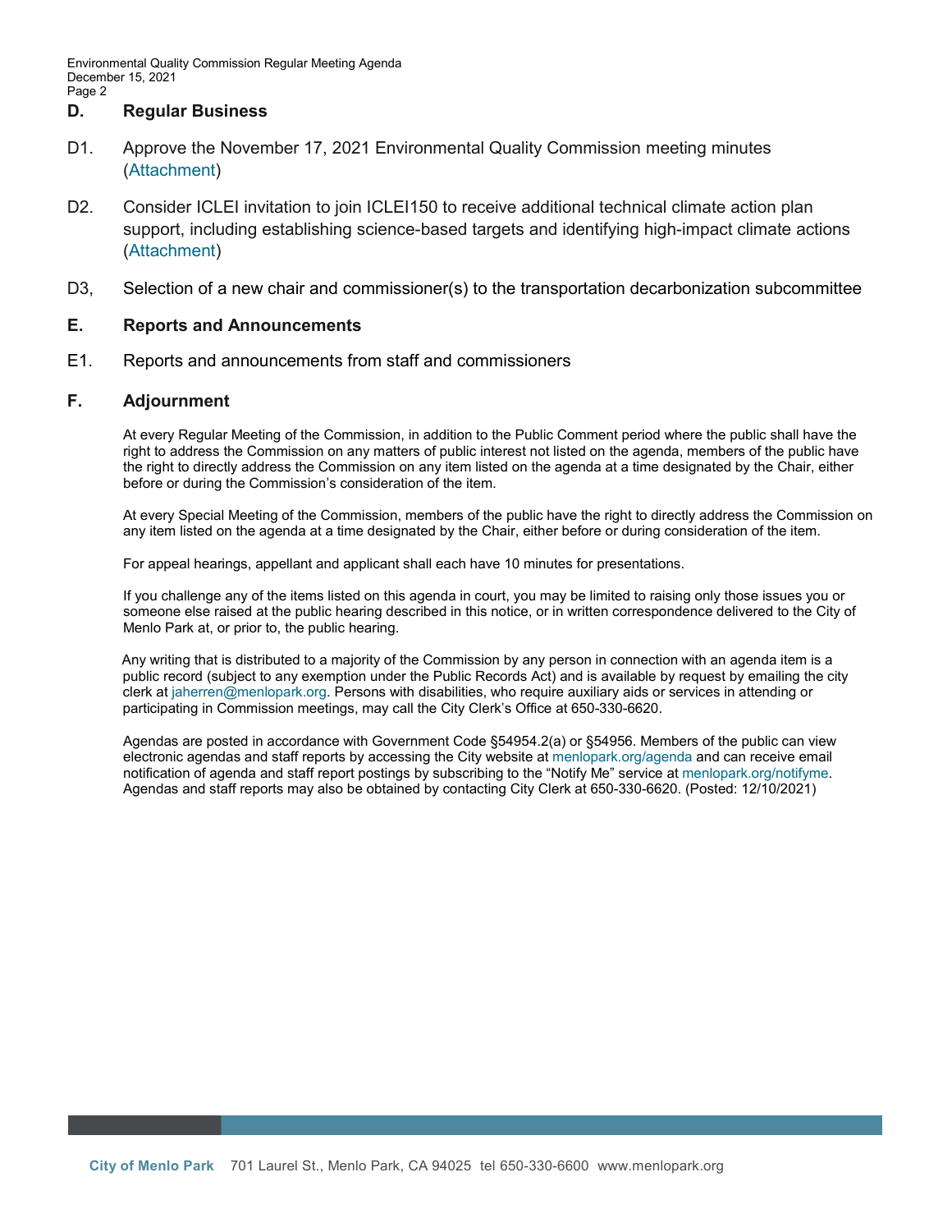## D. Regular Business

D1. Approve the November 17, 2021 Environmental Quality Commission meeting minutes (Attachment)

D2. Consider ICLEI invitation to join ICLEI150 to receive additional technical climate action plan support, including establishing science-based targets and identifying high-impact climate actions (Attachment)

D3, Selection of a new chair and commissioner(s) to the transportation decarbonization subcommittee

## E. Reports and Announcements

E1. Reports and announcements from staff and commissioners

## F. Adjournment

At every Regular Meeting of the Commission, in addition to the Public Comment period where the public shall have the right to address the Commission on any matters of public interest not listed on the agenda, members of the public have the right to directly address the Commission on any item listed on the agenda at a time designated by the Chair, either before or during the Commission's consideration of the item.

At every Special Meeting of the Commission, members of the public have the right to directly address the Commission on any item listed on the agenda at a time designated by the Chair, either before or during consideration of the item.

For appeal hearings, appellant and applicant shall each have 10 minutes for presentations.

If you challenge any of the items listed on this agenda in court, you may be limited to raising only those issues you or someone else raised at the public hearing described in this notice, or in written correspondence delivered to the City of Menlo Park at, or prior to, the public hearing.

Any writing that is distributed to a majority of the Commission by any person in connection with an agenda item is a public record (subject to any exemption under the Public Records Act) and is available by request by emailing the city clerk at jaherren@menlopark.org. Persons with disabilities, who require auxiliary aids or services in attending or participating in Commission meetings, may call the City Clerk's Office at 650-330-6620.

Agendas are posted in accordance with Government Code §54954.2(a) or §54956. Members of the public can view electronic agendas and staff reports by accessing the City website at menlopark.org/agenda and can receive email notification of agenda and staff report postings by subscribing to the "Notify Me" service at menlopark.org/notifyme. Agendas and staff reports may also be obtained by contacting City Clerk at 650-330-6620. (Posted: 12/10/2021)